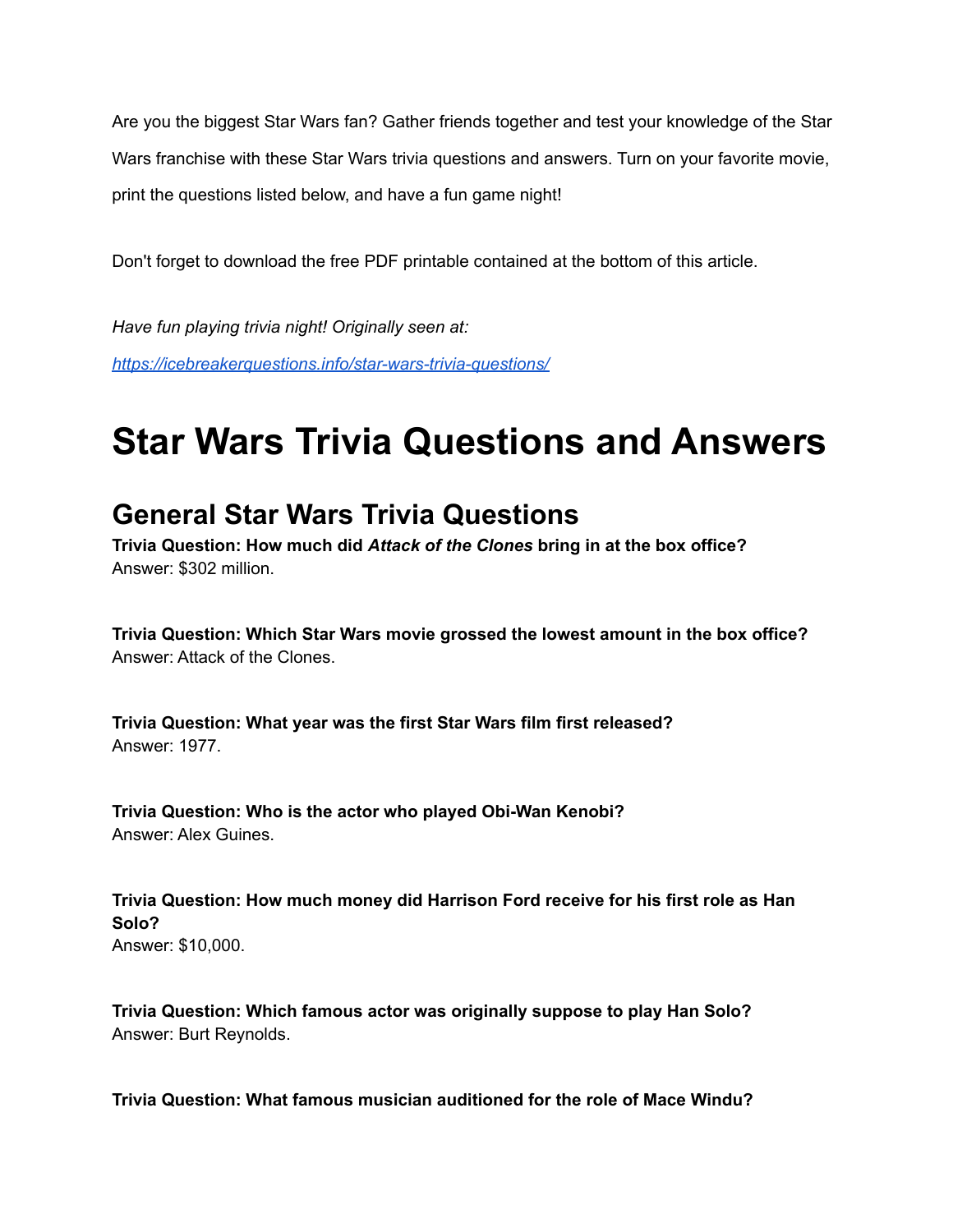Are you the biggest Star Wars fan? Gather friends together and test your knowledge of the Star Wars franchise with these Star Wars trivia questions and answers. Turn on your favorite movie, print the questions listed below, and have a fun game night!

Don't forget to download the free PDF printable contained at the bottom of this article.

*Have fun playing trivia night! Originally seen at:*

*[https://icebreakerquestions.info/star-wars-trivia-questions/](https://icebreakerquestions.info/star-wars-trivia-questions/)*

# Star Wars Trivia Questions and Answers

## General Star Wars Trivia Questions

**Trivia Question: How much did *Attack of the Clones* bring in at the box office?**
Answer: $302 million.

**Trivia Question: Which Star Wars movie grossed the lowest amount in the box office?**
Answer: Attack of the Clones.

**Trivia Question: What year was the first Star Wars film first released?**
Answer: 1977.

**Trivia Question: Who is the actor who played Obi-Wan Kenobi?**
Answer: Alex Guines.

**Trivia Question: How much money did Harrison Ford receive for his first role as Han Solo?**
Answer: $10,000.

**Trivia Question: Which famous actor was originally suppose to play Han Solo?**
Answer: Burt Reynolds.

**Trivia Question: What famous musician auditioned for the role of Mace Windu?**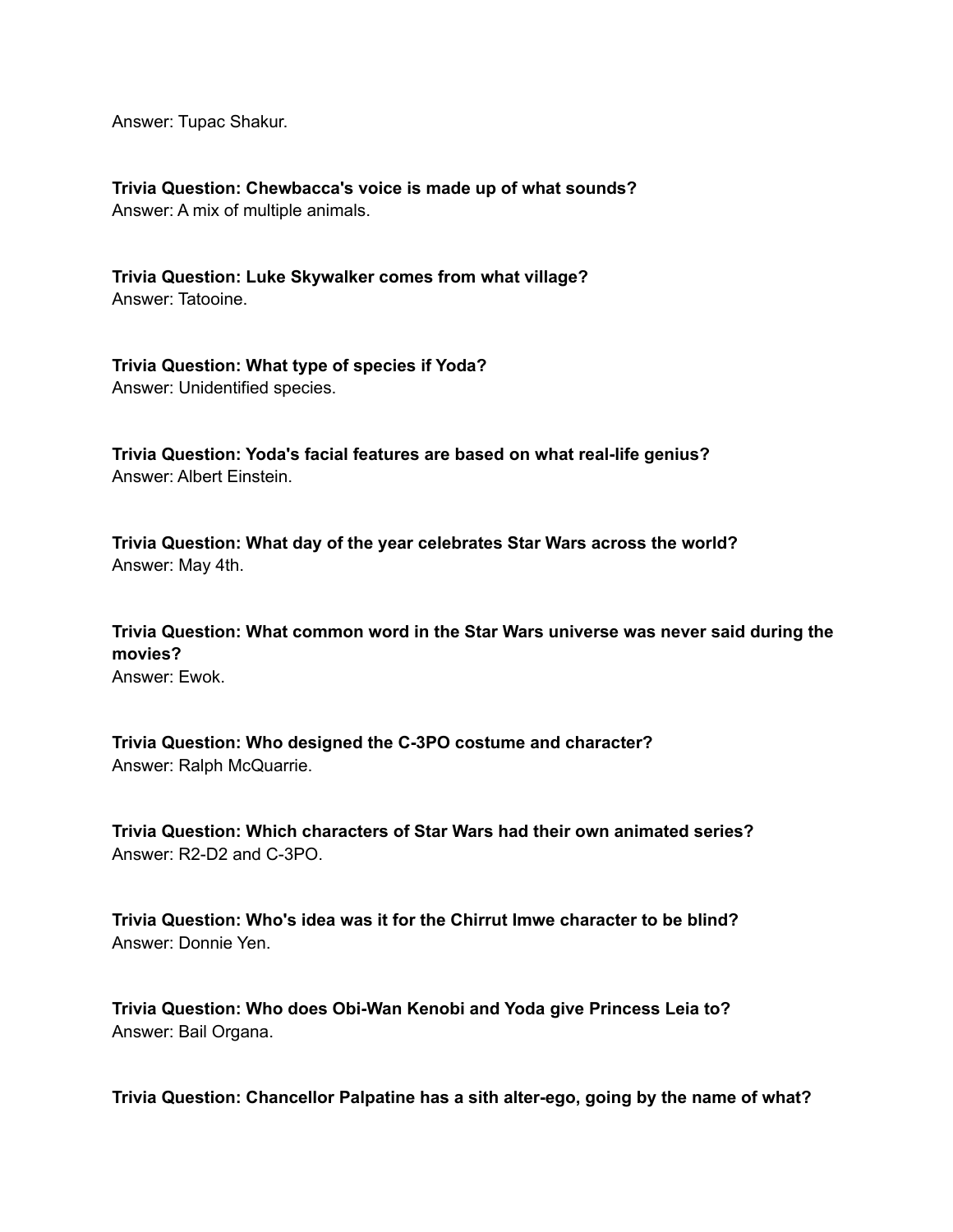Answer: Tupac Shakur.

**Trivia Question: Chewbacca's voice is made up of what sounds?**
Answer: A mix of multiple animals.

**Trivia Question: Luke Skywalker comes from what village?**
Answer: Tatooine.

**Trivia Question: What type of species if Yoda?**
Answer: Unidentified species.

**Trivia Question: Yoda's facial features are based on what real-life genius?**
Answer: Albert Einstein.

**Trivia Question: What day of the year celebrates Star Wars across the world?**
Answer: May 4th.

**Trivia Question: What common word in the Star Wars universe was never said during the movies?**
Answer: Ewok.

**Trivia Question: Who designed the C-3PO costume and character?**
Answer: Ralph McQuarrie.

**Trivia Question: Which characters of Star Wars had their own animated series?**
Answer: R2-D2 and C-3PO.

**Trivia Question: Who's idea was it for the Chirrut Imwe character to be blind?**
Answer: Donnie Yen.

**Trivia Question: Who does Obi-Wan Kenobi and Yoda give Princess Leia to?**
Answer: Bail Organa.

**Trivia Question: Chancellor Palpatine has a sith alter-ego, going by the name of what?**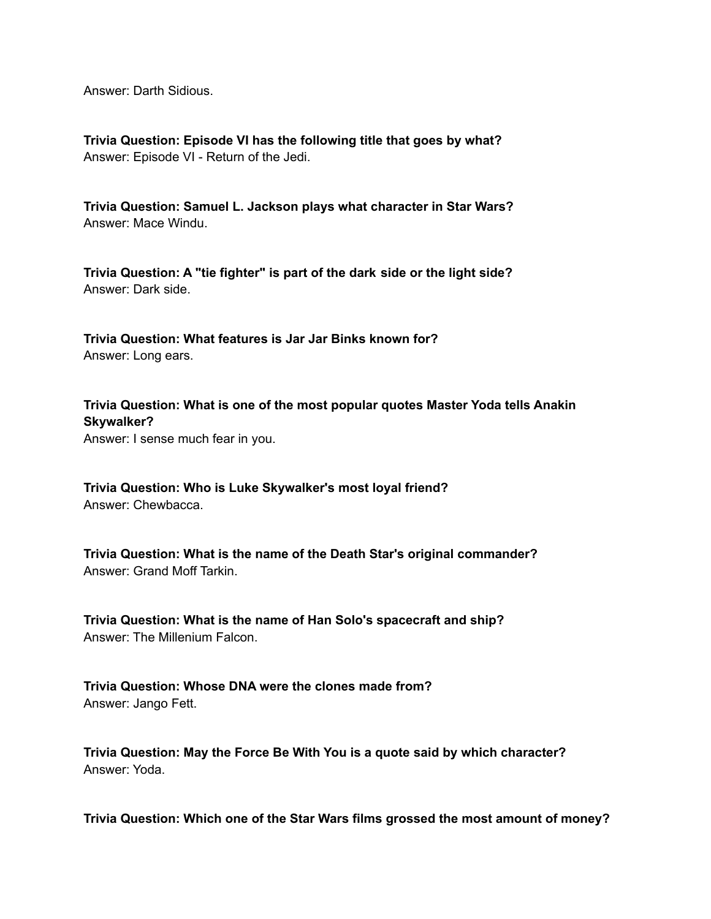Answer: Darth Sidious.

**Trivia Question: Episode VI has the following title that goes by what?**
Answer: Episode VI - Return of the Jedi.

**Trivia Question: Samuel L. Jackson plays what character in Star Wars?**
Answer: Mace Windu.

**Trivia Question: A "tie fighter" is part of the dark side or the light side?**
Answer: Dark side.

**Trivia Question: What features is Jar Jar Binks known for?**
Answer: Long ears.

**Trivia Question: What is one of the most popular quotes Master Yoda tells Anakin Skywalker?**
Answer: I sense much fear in you.

**Trivia Question: Who is Luke Skywalker's most loyal friend?**
Answer: Chewbacca.

**Trivia Question: What is the name of the Death Star's original commander?**
Answer: Grand Moff Tarkin.

**Trivia Question: What is the name of Han Solo's spacecraft and ship?**
Answer: The Millenium Falcon.

**Trivia Question: Whose DNA were the clones made from?**
Answer: Jango Fett.

**Trivia Question: May the Force Be With You is a quote said by which character?**
Answer: Yoda.

**Trivia Question: Which one of the Star Wars films grossed the most amount of money?**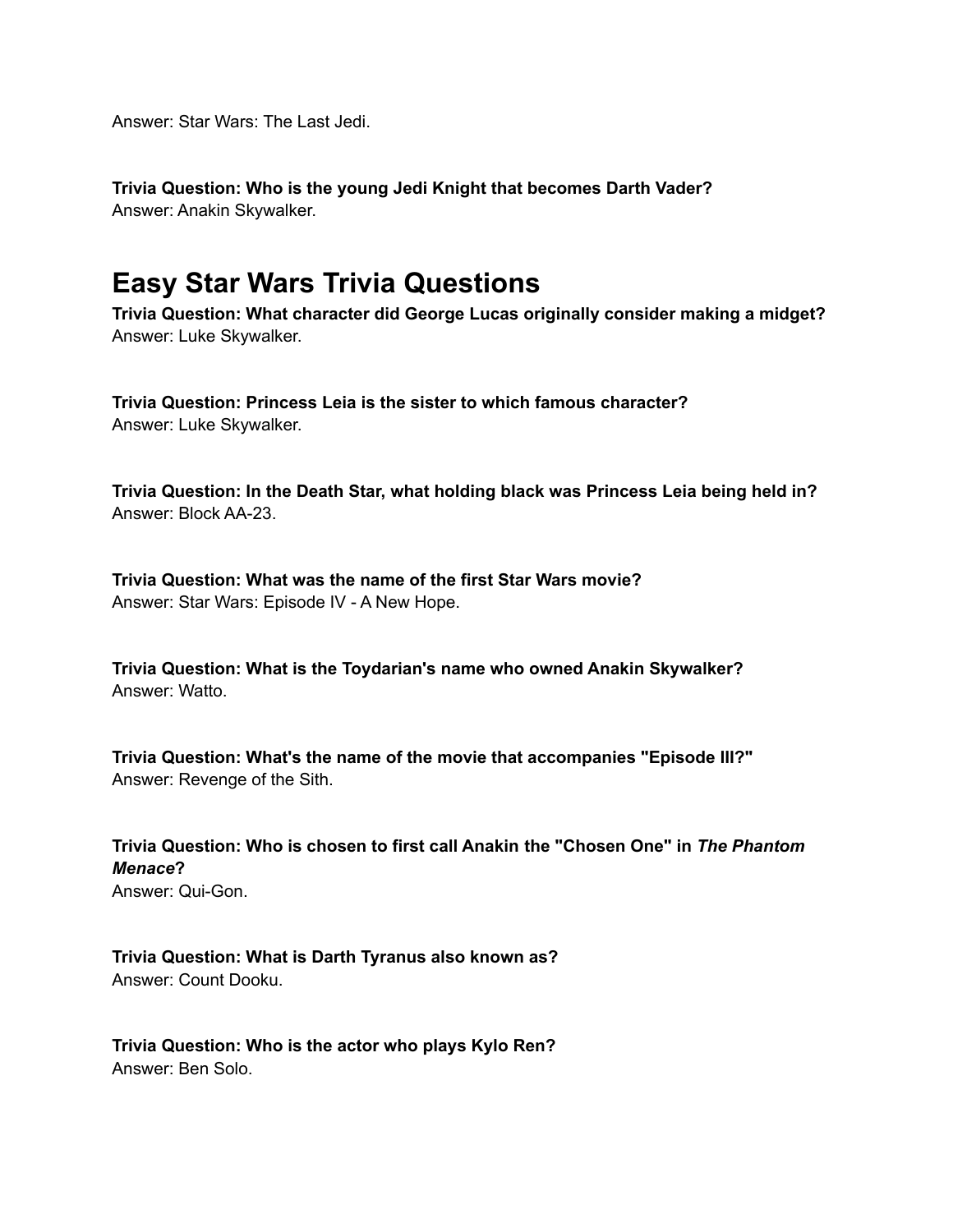Answer: Star Wars: The Last Jedi.

**Trivia Question: Who is the young Jedi Knight that becomes Darth Vader?**
Answer: Anakin Skywalker.

## Easy Star Wars Trivia Questions

**Trivia Question: What character did George Lucas originally consider making a midget?**
Answer: Luke Skywalker.

**Trivia Question: Princess Leia is the sister to which famous character?**
Answer: Luke Skywalker.

**Trivia Question: In the Death Star, what holding black was Princess Leia being held in?**
Answer: Block AA-23.

**Trivia Question: What was the name of the first Star Wars movie?**
Answer: Star Wars: Episode IV - A New Hope.

**Trivia Question: What is the Toydarian's name who owned Anakin Skywalker?**
Answer: Watto.

**Trivia Question: What's the name of the movie that accompanies "Episode III?"**
Answer: Revenge of the Sith.

**Trivia Question: Who is chosen to first call Anakin the "Chosen One" in *The Phantom Menace*?**
Answer: Qui-Gon.

**Trivia Question: What is Darth Tyranus also known as?**
Answer: Count Dooku.

**Trivia Question: Who is the actor who plays Kylo Ren?**
Answer: Ben Solo.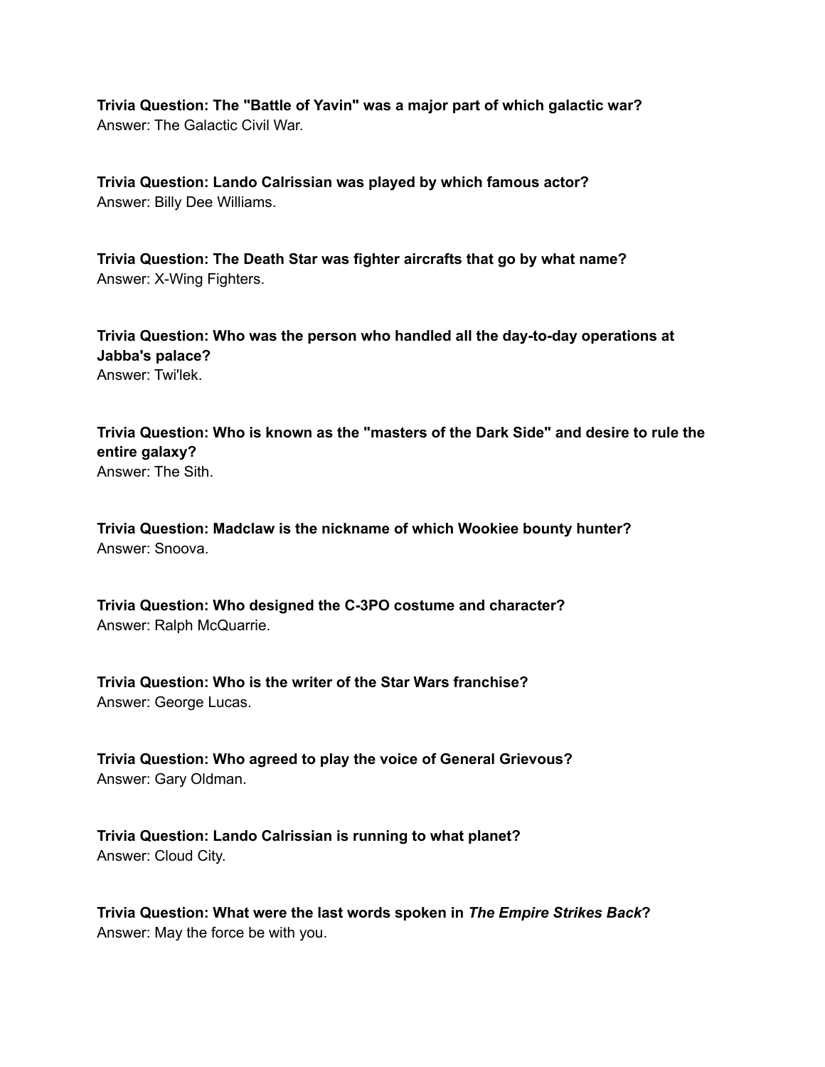**Trivia Question: The "Battle of Yavin" was a major part of which galactic war?**
Answer: The Galactic Civil War.

**Trivia Question: Lando Calrissian was played by which famous actor?**
Answer: Billy Dee Williams.

**Trivia Question: The Death Star was fighter aircrafts that go by what name?**
Answer: X-Wing Fighters.

**Trivia Question: Who was the person who handled all the day-to-day operations at Jabba's palace?**
Answer: Twi'lek.

**Trivia Question: Who is known as the "masters of the Dark Side" and desire to rule the entire galaxy?**
Answer: The Sith.

**Trivia Question: Madclaw is the nickname of which Wookiee bounty hunter?**
Answer: Snoova.

**Trivia Question: Who designed the C-3PO costume and character?**
Answer: Ralph McQuarrie.

**Trivia Question: Who is the writer of the Star Wars franchise?**
Answer: George Lucas.

**Trivia Question: Who agreed to play the voice of General Grievous?**
Answer: Gary Oldman.

**Trivia Question: Lando Calrissian is running to what planet?**
Answer: Cloud City.

**Trivia Question: What were the last words spoken in *The Empire Strikes Back*?**
Answer: May the force be with you.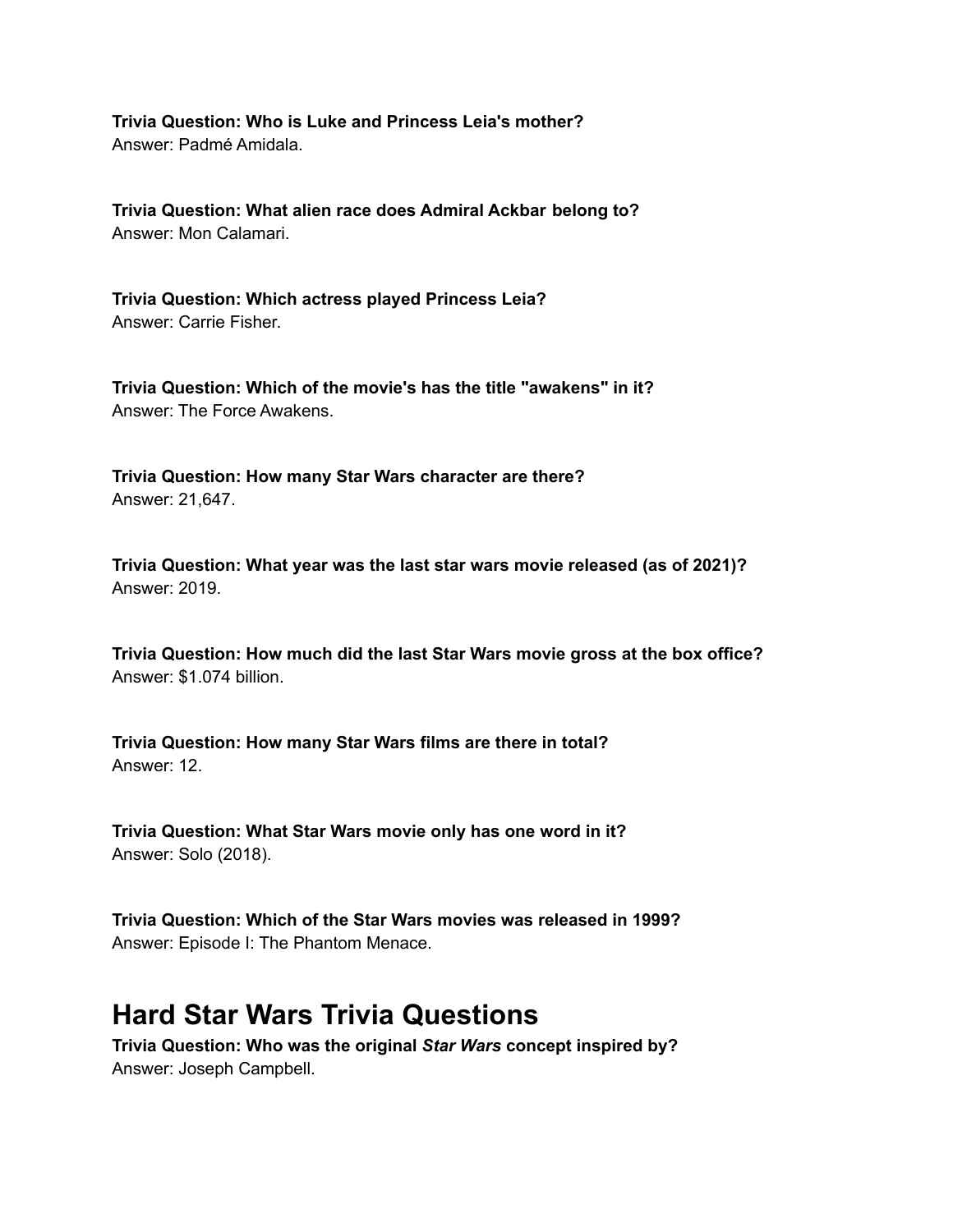**Trivia Question: Who is Luke and Princess Leia's mother?**
Answer: Padmé Amidala.

**Trivia Question: What alien race does Admiral Ackbar belong to?**
Answer: Mon Calamari.

**Trivia Question: Which actress played Princess Leia?**
Answer: Carrie Fisher.

**Trivia Question: Which of the movie's has the title "awakens" in it?**
Answer: The Force Awakens.

**Trivia Question: How many Star Wars character are there?**
Answer: 21,647.

**Trivia Question: What year was the last star wars movie released (as of 2021)?**
Answer: 2019.

**Trivia Question: How much did the last Star Wars movie gross at the box office?**
Answer: $1.074 billion.

**Trivia Question: How many Star Wars films are there in total?**
Answer: 12.

**Trivia Question: What Star Wars movie only has one word in it?**
Answer: Solo (2018).

**Trivia Question: Which of the Star Wars movies was released in 1999?**
Answer: Episode I: The Phantom Menace.

## Hard Star Wars Trivia Questions

**Trivia Question: Who was the original *Star Wars* concept inspired by?**
Answer: Joseph Campbell.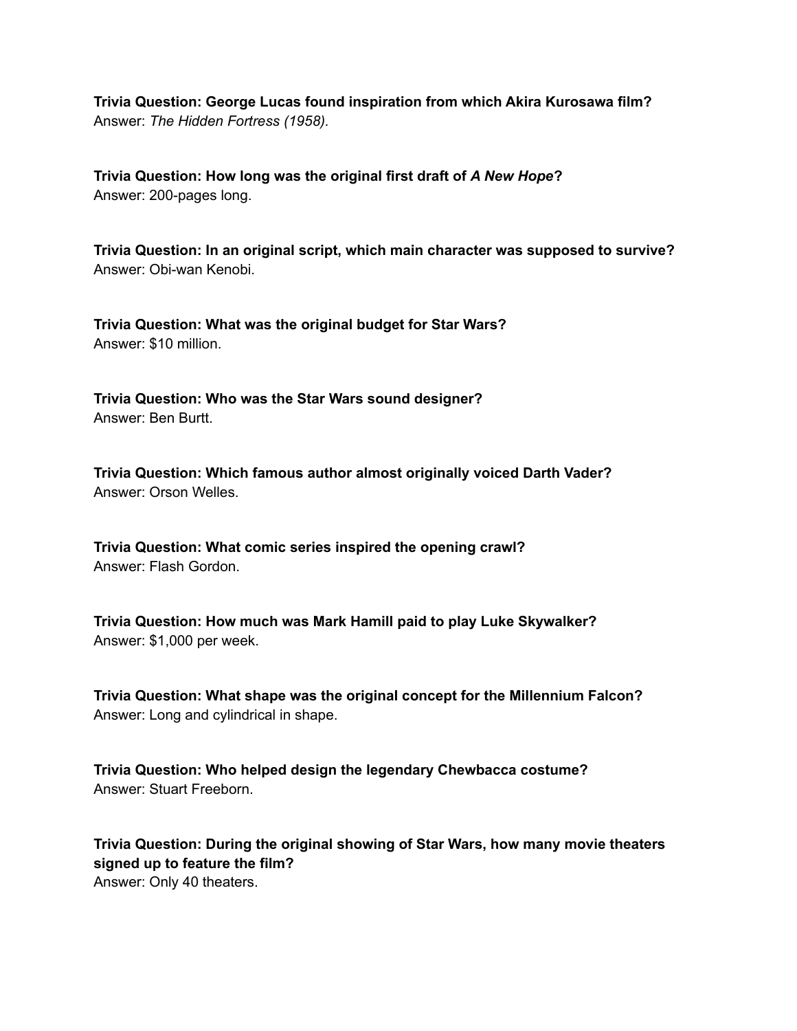**Trivia Question: George Lucas found inspiration from which Akira Kurosawa film?**
Answer: *The Hidden Fortress (1958).*

**Trivia Question: How long was the original first draft of *A New Hope*?**
Answer: 200-pages long.

**Trivia Question: In an original script, which main character was supposed to survive?**
Answer: Obi-wan Kenobi.

**Trivia Question: What was the original budget for Star Wars?**
Answer: $10 million.

**Trivia Question: Who was the Star Wars sound designer?**
Answer: Ben Burtt.

**Trivia Question: Which famous author almost originally voiced Darth Vader?**
Answer: Orson Welles.

**Trivia Question: What comic series inspired the opening crawl?**
Answer: Flash Gordon.

**Trivia Question: How much was Mark Hamill paid to play Luke Skywalker?**
Answer: $1,000 per week.

**Trivia Question: What shape was the original concept for the Millennium Falcon?**
Answer: Long and cylindrical in shape.

**Trivia Question: Who helped design the legendary Chewbacca costume?**
Answer: Stuart Freeborn.

**Trivia Question: During the original showing of Star Wars, how many movie theaters signed up to feature the film?**
Answer: Only 40 theaters.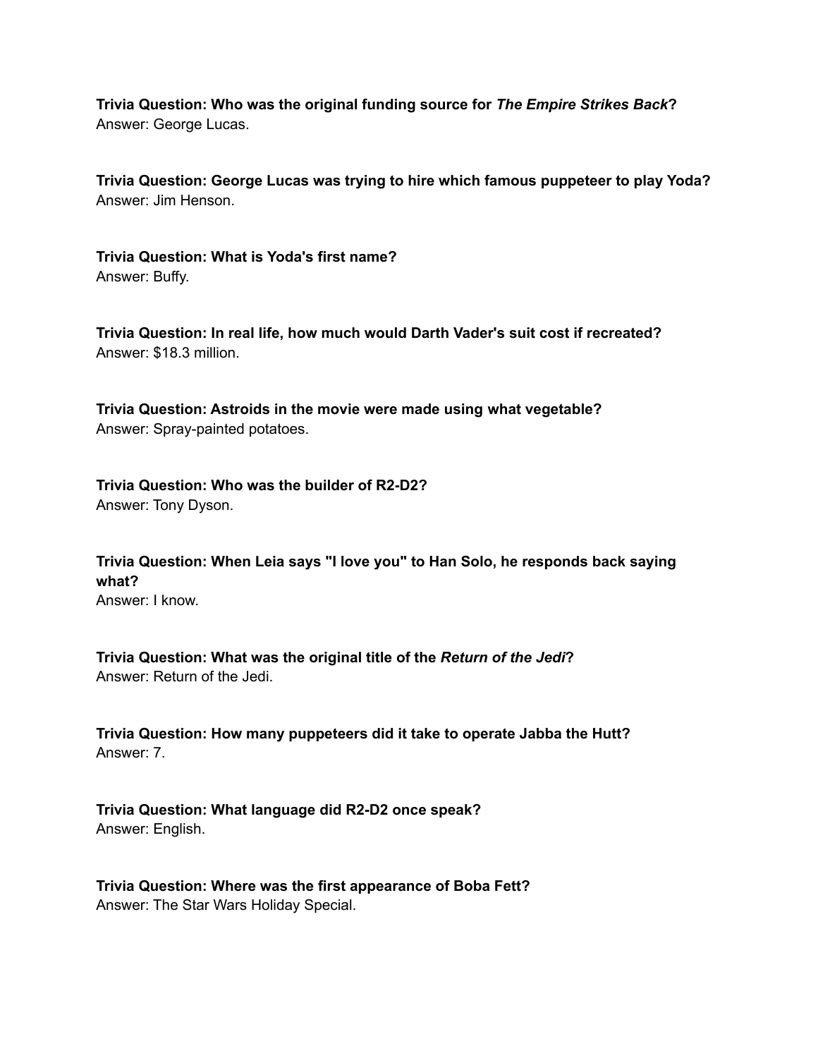**Trivia Question: Who was the original funding source for *The Empire Strikes Back*?**
Answer: George Lucas.

**Trivia Question: George Lucas was trying to hire which famous puppeteer to play Yoda?**
Answer: Jim Henson.

**Trivia Question: What is Yoda's first name?**
Answer: Buffy.

**Trivia Question: In real life, how much would Darth Vader's suit cost if recreated?**
Answer: $18.3 million.

**Trivia Question: Astroids in the movie were made using what vegetable?**
Answer: Spray-painted potatoes.

**Trivia Question: Who was the builder of R2-D2?**
Answer: Tony Dyson.

**Trivia Question: When Leia says "I love you" to Han Solo, he responds back saying what?**
Answer: I know.

**Trivia Question: What was the original title of the *Return of the Jedi*?**
Answer: Return of the Jedi.

**Trivia Question: How many puppeteers did it take to operate Jabba the Hutt?**
Answer: 7.

**Trivia Question: What language did R2-D2 once speak?**
Answer: English.

**Trivia Question: Where was the first appearance of Boba Fett?**
Answer: The Star Wars Holiday Special.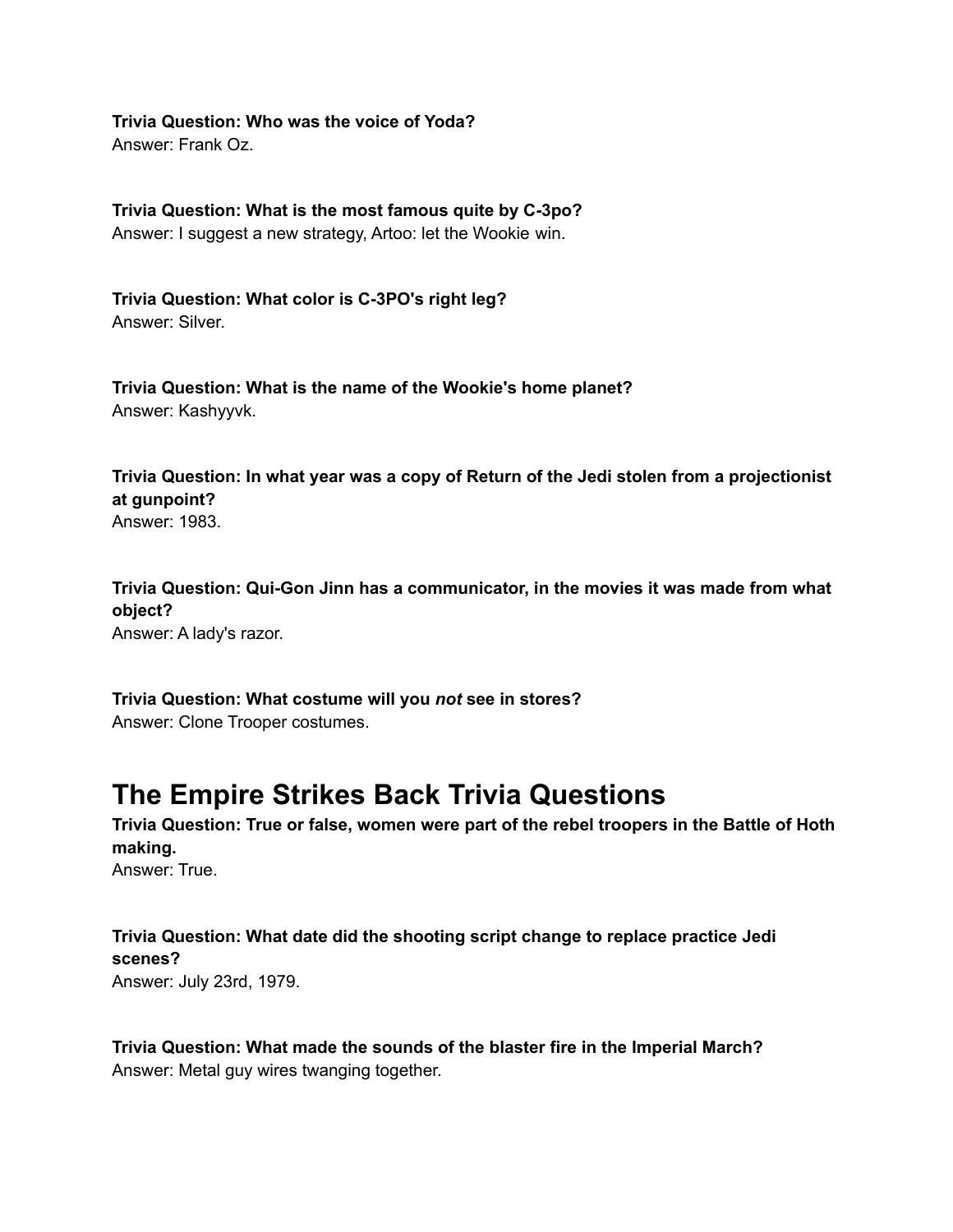**Trivia Question: Who was the voice of Yoda?**
Answer: Frank Oz.

**Trivia Question: What is the most famous quite by C-3po?**
Answer: I suggest a new strategy, Artoo: let the Wookie win.

**Trivia Question: What color is C-3PO's right leg?**
Answer: Silver.

**Trivia Question: What is the name of the Wookie's home planet?**
Answer: Kashyyvk.

**Trivia Question: In what year was a copy of Return of the Jedi stolen from a projectionist at gunpoint?**
Answer: 1983.

**Trivia Question: Qui-Gon Jinn has a communicator, in the movies it was made from what object?**
Answer: A lady's razor.

**Trivia Question: What costume will you *not* see in stores?**
Answer: Clone Trooper costumes.

# The Empire Strikes Back Trivia Questions

**Trivia Question: True or false, women were part of the rebel troopers in the Battle of Hoth making.**
Answer: True.

**Trivia Question: What date did the shooting script change to replace practice Jedi scenes?**
Answer: July 23rd, 1979.

**Trivia Question: What made the sounds of the blaster fire in the Imperial March?**
Answer: Metal guy wires twanging together.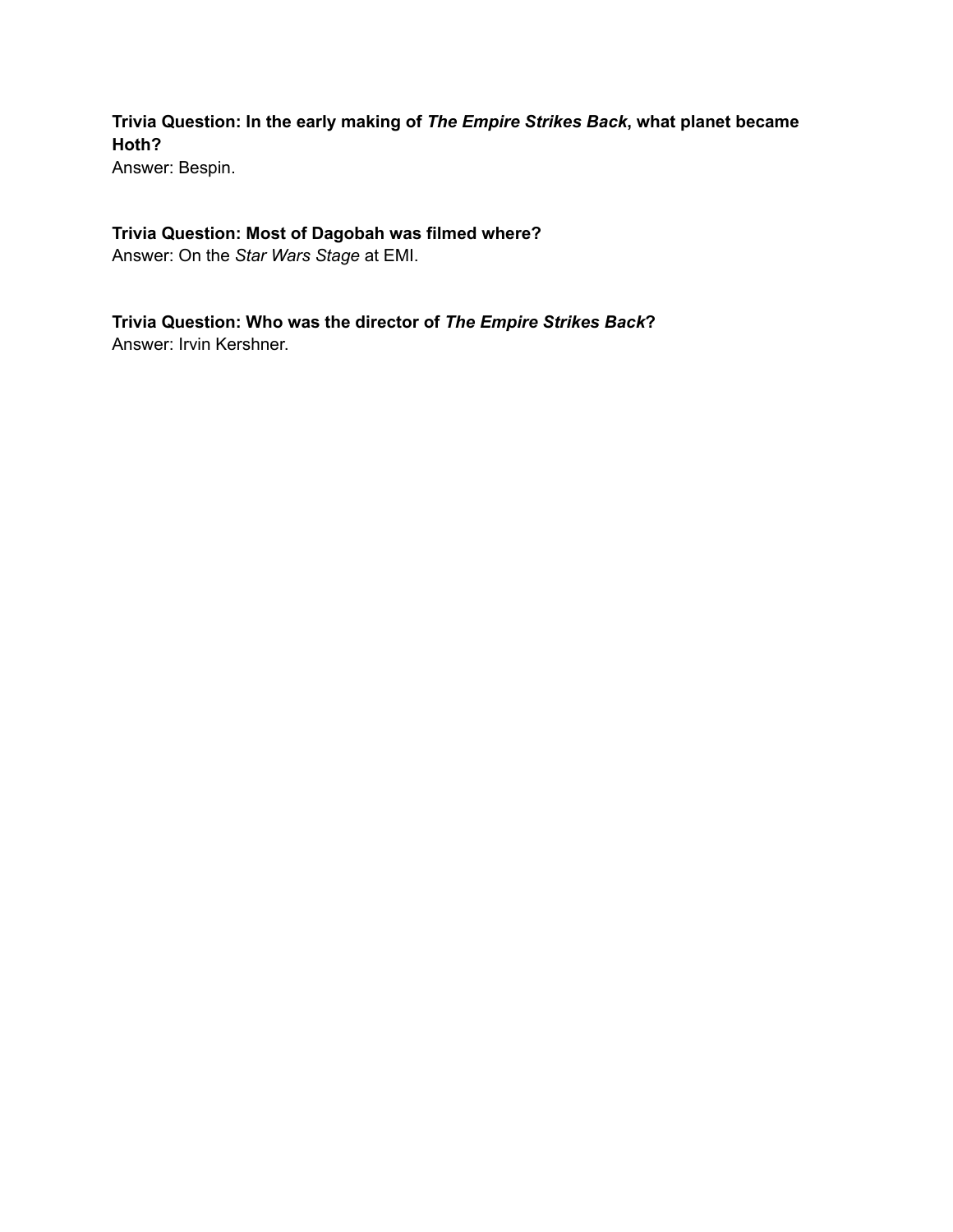**Trivia Question: In the early making of *The Empire Strikes Back*, what planet became Hoth?**
Answer: Bespin.

**Trivia Question: Most of Dagobah was filmed where?**
Answer: On the *Star Wars Stage* at EMI.

**Trivia Question: Who was the director of *The Empire Strikes Back*?**
Answer: Irvin Kershner.